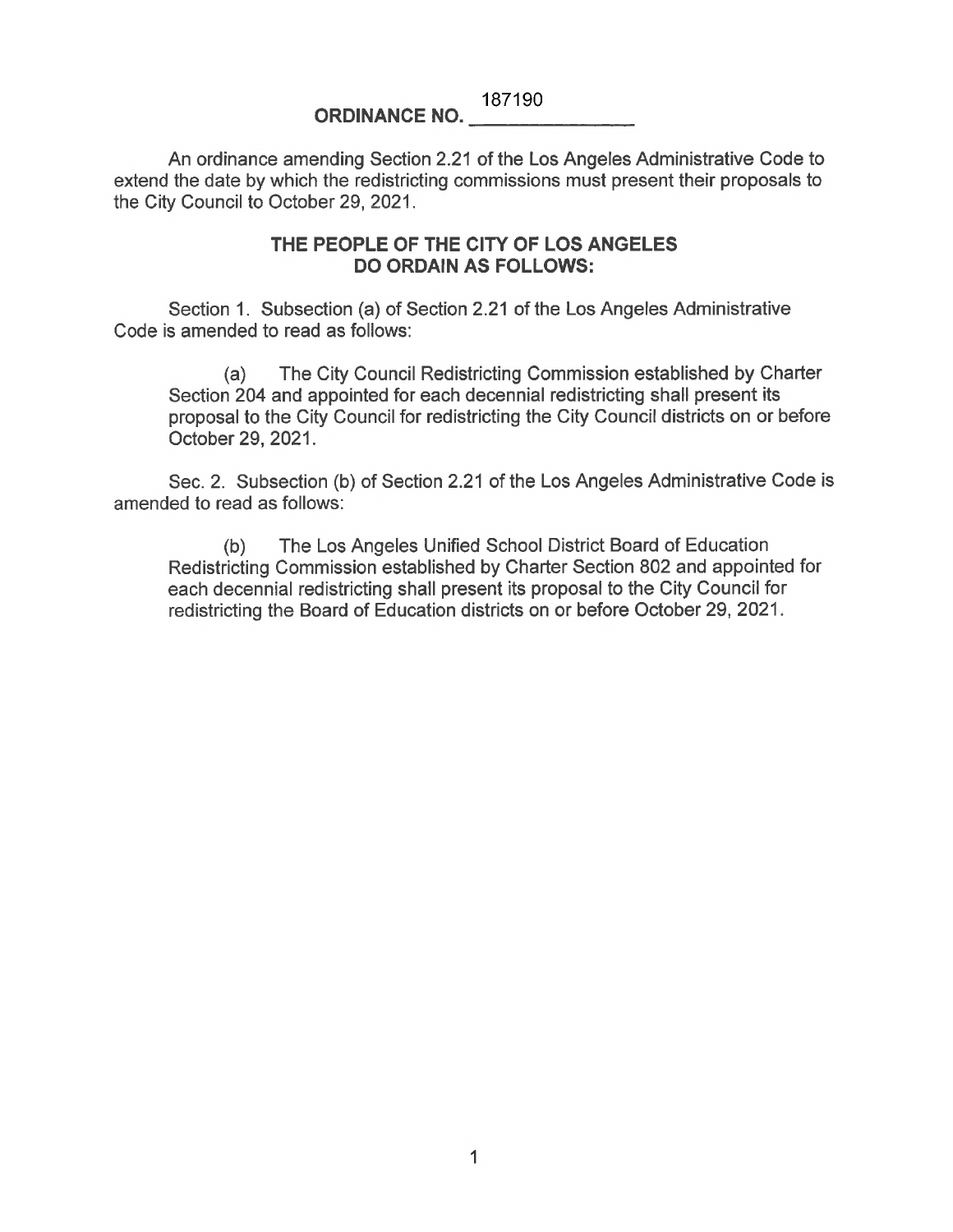# ORDINANCE NO. 187190

An ordinance amending Section 2.21 of the Los Angeles Administrative Code to extend the date by which the redistricting commissions must present their proposals to the City Council to October 29, 2021.

## THE PEOPLE OF THE CITY OF LOS ANGELES DO ORDAIN AS FOLLOWS:

Section 1. Subsection (a) of Section 2.21 of the Los Angeles Administrative Code is amended to read as follows:

> (a) The City Council Redistricting Commission established by Charter Section 204 and appointed for each decennial redistricting shall present its proposal to the City Council for redistricting the City Council districts on or before October 29, 2021.

Sec. 2. Subsection (b) of Section 2.21 of the Los Angeles Administrative Code is amended to read as follows:

> (b) The Los Angeles Unified School District Board of Education Redistricting Commission established by Charter Section 802 and appointed for each decennial redistricting shall present its proposal to the City Council for redistricting the Board of Education districts on or before October 29, 2021.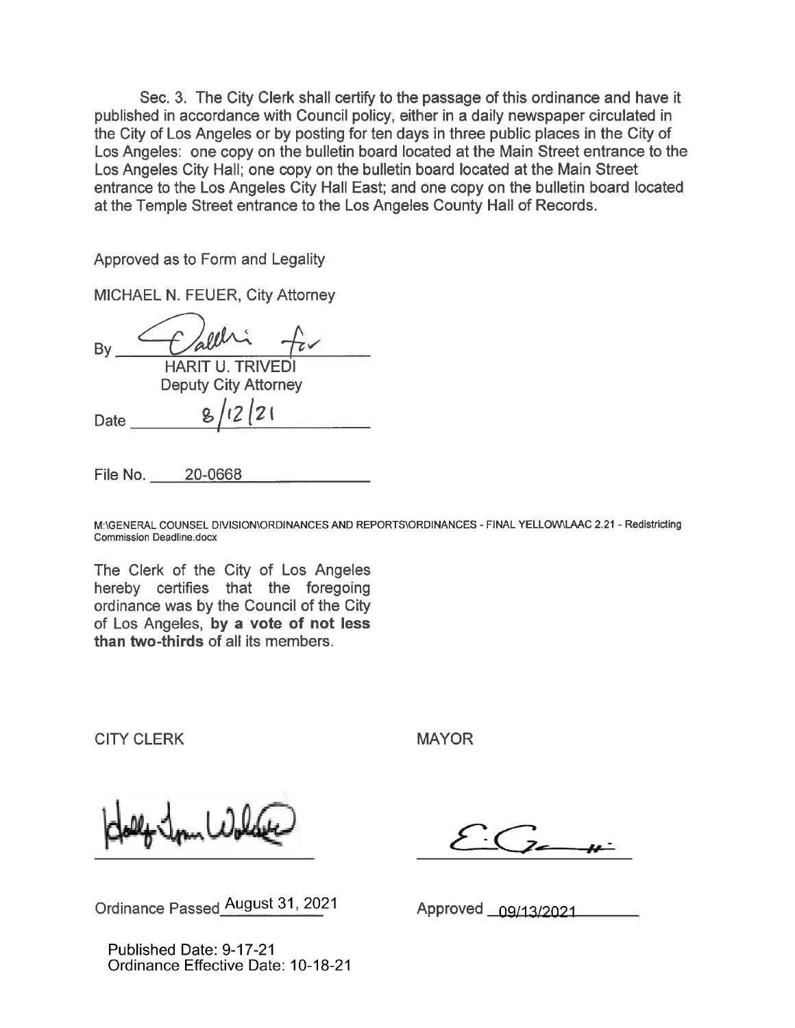Sec. 3. The City Clerk shall certify to the passage of this ordinance and have it published in accordance with Council policy, either in a daily newspaper circulated in the City of Los Angeles or by posting for ten days in three public places in the City of Los Angeles: one copy on the bulletin board located at the Main Street entrance to the Los Angeles City Hall; one copy on the bulletin board located at the Main Street entrance to the Los Angeles City Hall East; and one copy on the bulletin board located at the Temple Street entrance to the Los Angeles County Hall of Records.

Approved as to Form and Legality

MICHAEL N. FEUER, City Attorney

By ______________________
HARIT U. TRIVEDI
Deputy City Attorney

Date 8/12/21

File No. 20-0668

M:\GENERAL COUNSEL DIVISION\ORDINANCES AND REPORTS\ORDINANCES - FINAL YELLOW\LAAC 2.21 - Redistricting Commission Deadline.docx

The Clerk of the City of Los Angeles hereby certifies that the foregoing ordinance was by the Council of the City of Los Angeles, **by a vote of not less than two-thirds** of all its members.

CITY CLERK

MAYOR

Ordinance Passed August 31, 2021

Approved 09/13/2021

Published Date: 9-17-21
Ordinance Effective Date: 10-18-21